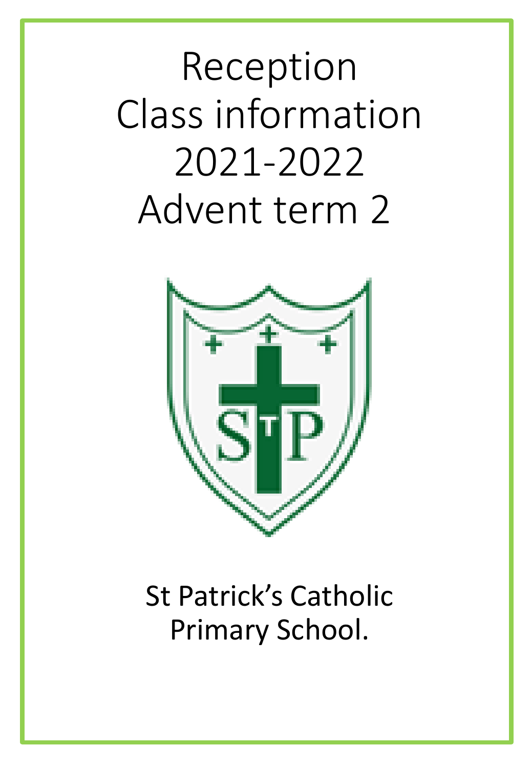# Reception
# Class information
# 2021-2022
# Advent term 2

St Patrick's Catholic Primary School.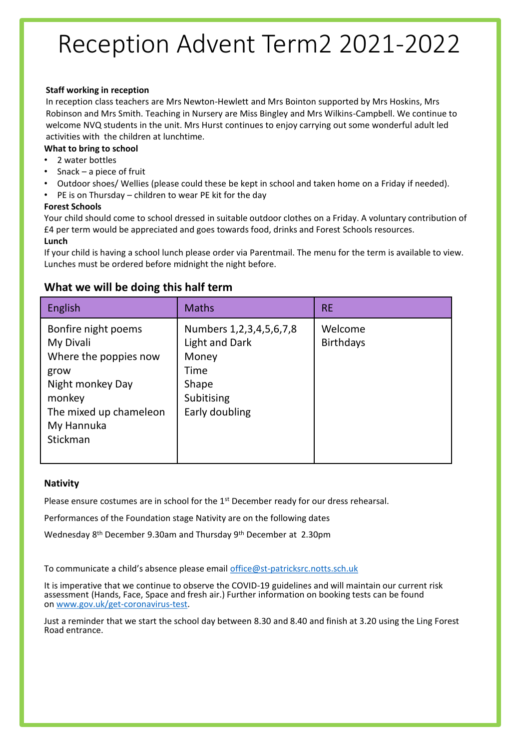# Reception Advent Term2 2021-2022

**Staff working in reception**

In reception class teachers are Mrs Newton-Hewlett and Mrs Bointon supported by Mrs Hoskins, Mrs Robinson and Mrs Smith. Teaching in Nursery are Miss Bingley and Mrs Wilkins-Campbell. We continue to welcome NVQ students in the unit. Mrs Hurst continues to enjoy carrying out some wonderful adult led activities with the children at lunchtime.

**What to bring to school**

- 2 water bottles
- Snack – a piece of fruit
- Outdoor shoes/ Wellies (please could these be kept in school and taken home on a Friday if needed).
- PE is on Thursday – children to wear PE kit for the day

**Forest Schools**

Your child should come to school dressed in suitable outdoor clothes on a Friday. A voluntary contribution of £4 per term would be appreciated and goes towards food, drinks and Forest Schools resources.

**Lunch**

If your child is having a school lunch please order via Parentmail. The menu for the term is available to view. Lunches must be ordered before midnight the night before.

## What we will be doing this half term

| English | Maths | RE |
|---|---|---|
| Bonfire night poems<br>My Divali<br>Where the poppies now grow<br>Night monkey Day monkey<br>The mixed up chameleon<br>My Hannuka<br>Stickman | Numbers 1,2,3,4,5,6,7,8<br>Light and Dark<br>Money<br>Time<br>Shape<br>Subitising<br>Early doubling | Welcome<br>Birthdays |

**Nativity**

Please ensure costumes are in school for the 1st December ready for our dress rehearsal.

Performances of the Foundation stage Nativity are on the following dates

Wednesday 8th December 9.30am and Thursday 9th December at 2.30pm

To communicate a child's absence please email office@st-patricksrc.notts.sch.uk

It is imperative that we continue to observe the COVID-19 guidelines and will maintain our current risk assessment (Hands, Face, Space and fresh air.) Further information on booking tests can be found on www.gov.uk/get-coronavirus-test.

Just a reminder that we start the school day between 8.30 and 8.40 and finish at 3.20 using the Ling Forest Road entrance.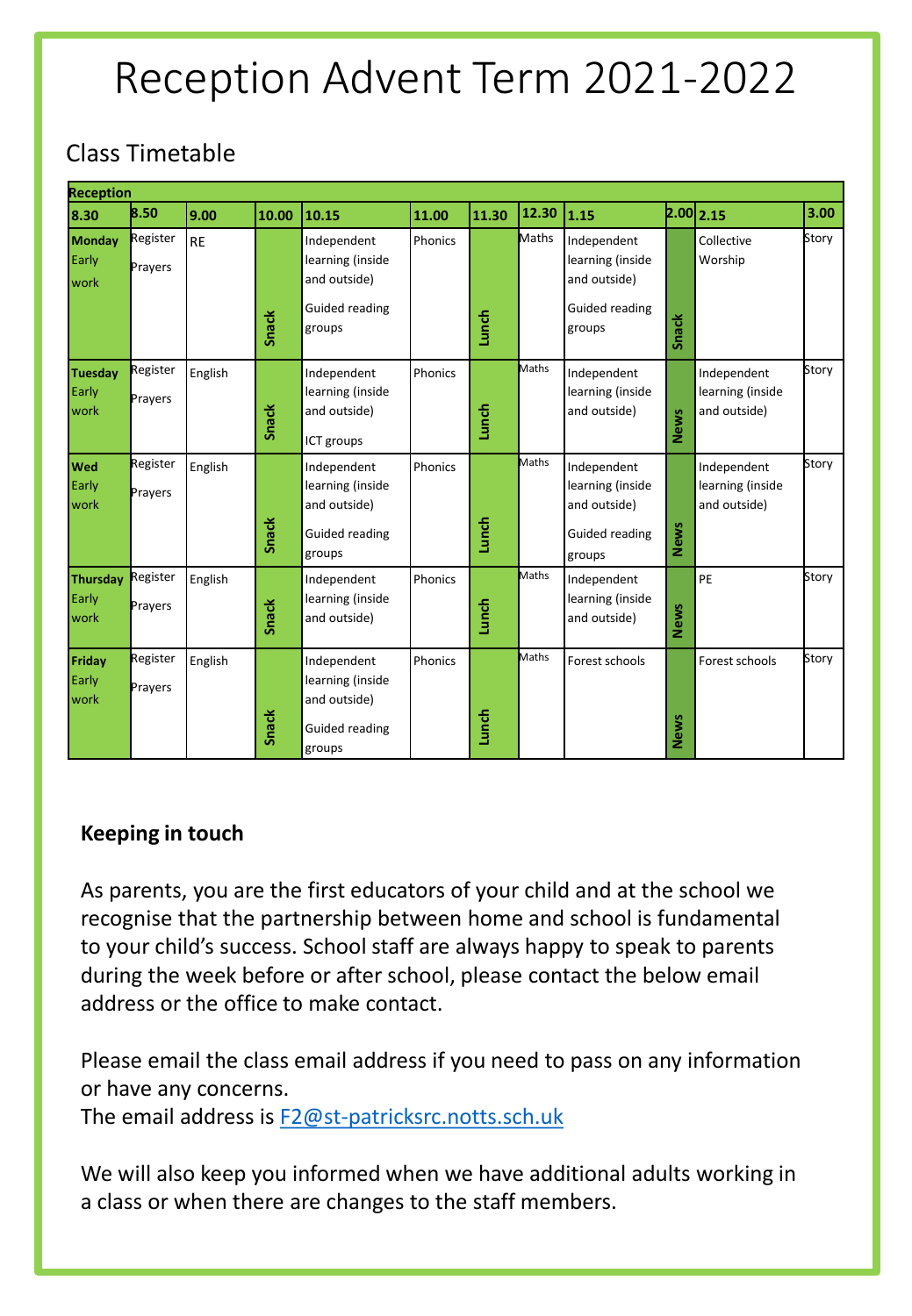# Reception Advent Term 2021-2022

## Class Timetable

| Reception | | | | | | | | | | | | |
|---|---|---|---|---|---|---|---|---|---|---|---|---|
| **8.30** | **8.50** | **9.00** | **10.00** | **10.15** | **11.00** | **11.30** | **12.30** | **1.15** | **2.00** | **2.15** | **3.00** |
| **Monday** Early work | Register Prayers | RE | Snack | Independent learning (inside and outside) Guided reading groups | Phonics | Lunch | Maths | Independent learning (inside and outside) Guided reading groups | Snack | Collective Worship | Story |
| **Tuesday** Early work | Register Prayers | English | Snack | Independent learning (inside and outside) ICT groups | Phonics | Lunch | Maths | Independent learning (inside and outside) | News | Independent learning (inside and outside) | Story |
| **Wed** Early work | Register Prayers | English | Snack | Independent learning (inside and outside) Guided reading groups | Phonics | Lunch | Maths | Independent learning (inside and outside) Guided reading groups | News | Independent learning (inside and outside) | Story |
| **Thursday** Early work | Register Prayers | English | Snack | Independent learning (inside and outside) | Phonics | Lunch | Maths | Independent learning (inside and outside) | News | PE | Story |
| **Friday** Early work | Register Prayers | English | Snack | Independent learning (inside and outside) Guided reading groups | Phonics | Lunch | Maths | Forest schools | News | Forest schools | Story |

**Keeping in touch**

As parents, you are the first educators of your child and at the school we recognise that the partnership between home and school is fundamental to your child's success. School staff are always happy to speak to parents during the week before or after school, please contact the below email address or the office to make contact.

Please email the class email address if you need to pass on any information or have any concerns.
The email address is F2@st-patricksrc.notts.sch.uk

We will also keep you informed when we have additional adults working in a class or when there are changes to the staff members.